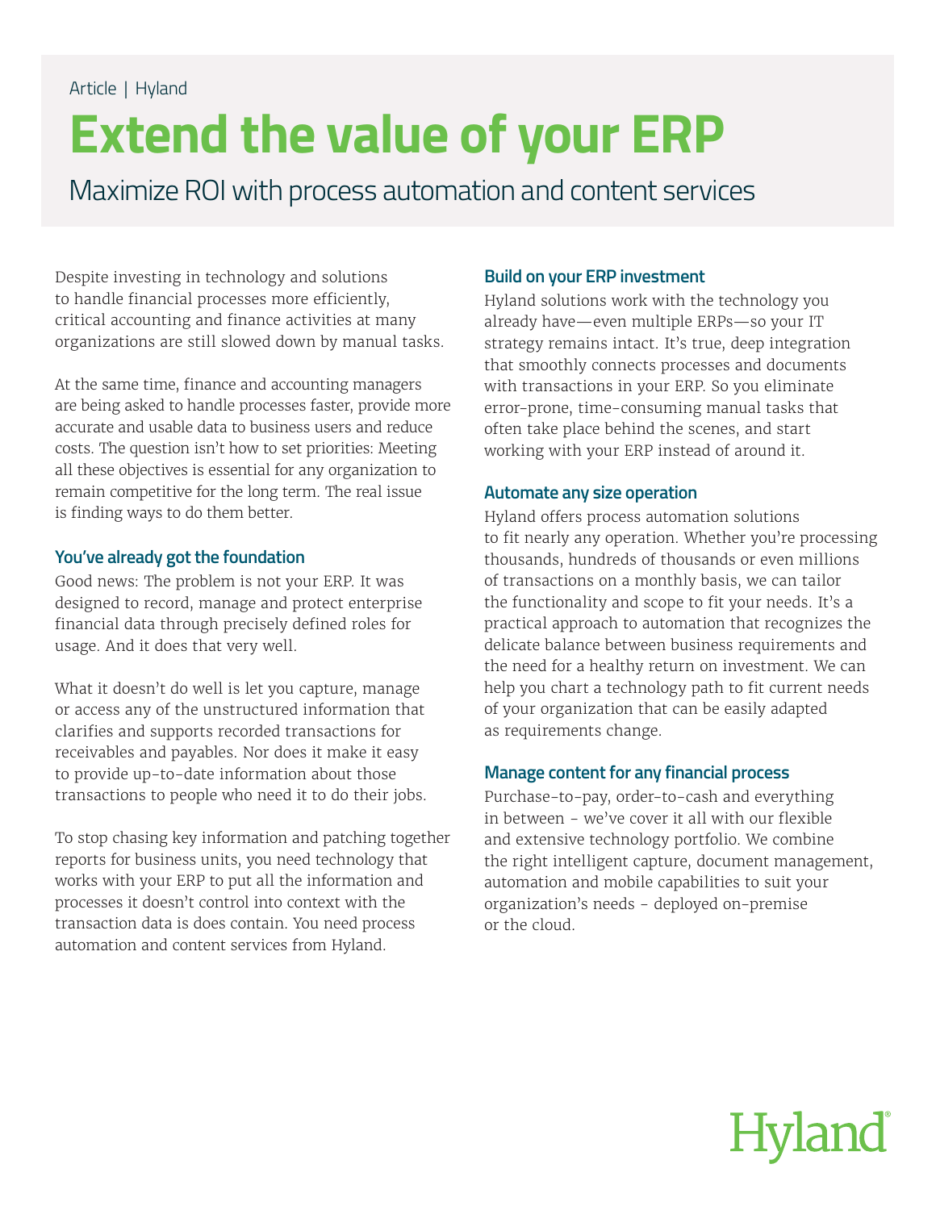Article | Hyland

# Extend the value of your ERP

## Maximize ROI with process automation and content services

Despite investing in technology and solutions to handle financial processes more efficiently, critical accounting and finance activities at many organizations are still slowed down by manual tasks.

At the same time, finance and accounting managers are being asked to handle processes faster, provide more accurate and usable data to business users and reduce costs. The question isn't how to set priorities: Meeting all these objectives is essential for any organization to remain competitive for the long term. The real issue is finding ways to do them better.

### You've already got the foundation

Good news: The problem is not your ERP. It was designed to record, manage and protect enterprise financial data through precisely defined roles for usage. And it does that very well.

What it doesn't do well is let you capture, manage or access any of the unstructured information that clarifies and supports recorded transactions for receivables and payables. Nor does it make it easy to provide up-to-date information about those transactions to people who need it to do their jobs.

To stop chasing key information and patching together reports for business units, you need technology that works with your ERP to put all the information and processes it doesn't control into context with the transaction data is does contain. You need process automation and content services from Hyland.

### Build on your ERP investment

Hyland solutions work with the technology you already have—even multiple ERPs—so your IT strategy remains intact. It's true, deep integration that smoothly connects processes and documents with transactions in your ERP. So you eliminate error-prone, time-consuming manual tasks that often take place behind the scenes, and start working with your ERP instead of around it.

### Automate any size operation

Hyland offers process automation solutions to fit nearly any operation. Whether you're processing thousands, hundreds of thousands or even millions of transactions on a monthly basis, we can tailor the functionality and scope to fit your needs. It's a practical approach to automation that recognizes the delicate balance between business requirements and the need for a healthy return on investment. We can help you chart a technology path to fit current needs of your organization that can be easily adapted as requirements change.

### Manage content for any financial process

Purchase-to-pay, order-to-cash and everything in between - we've cover it all with our flexible and extensive technology portfolio. We combine the right intelligent capture, document management, automation and mobile capabilities to suit your organization's needs - deployed on-premise or the cloud.

Hyland®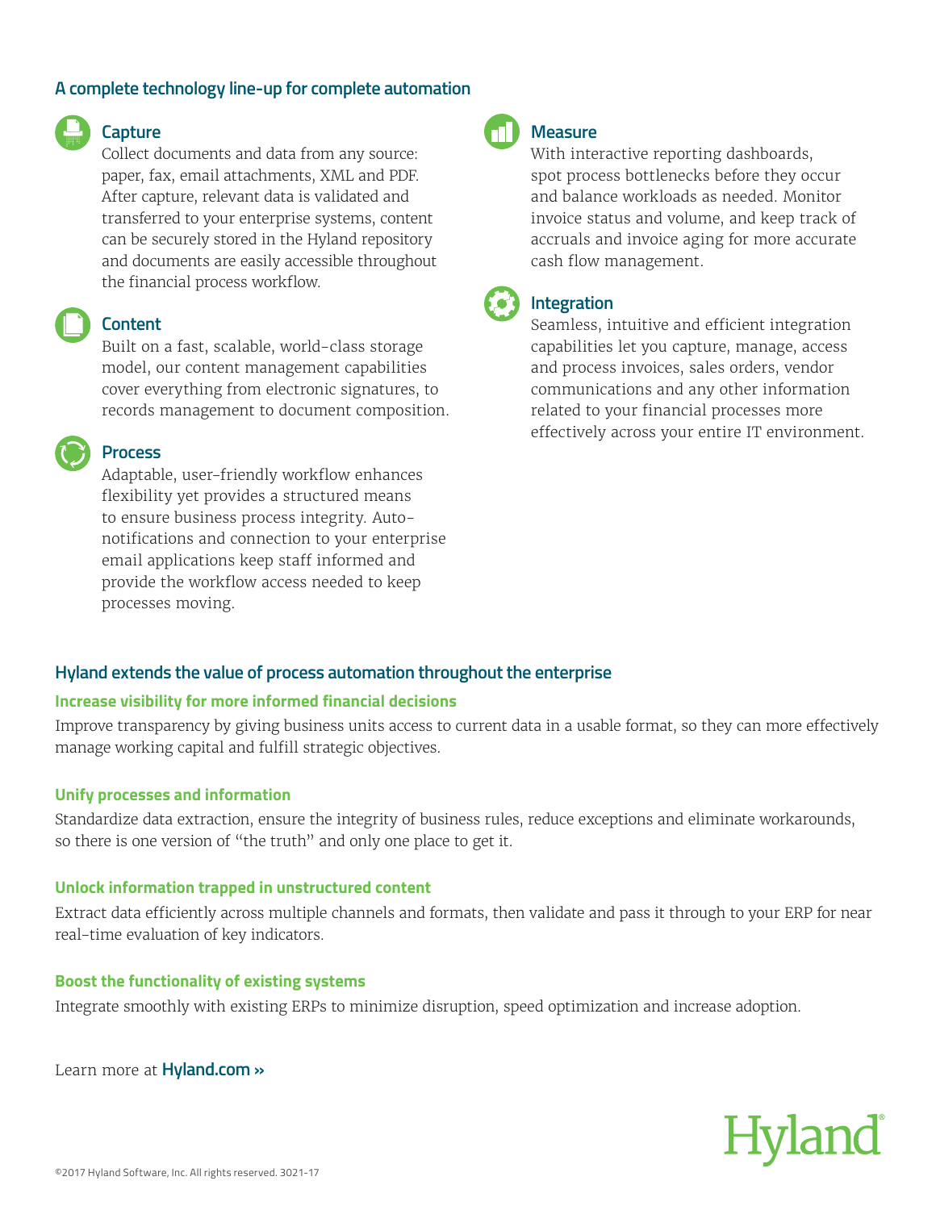## A complete technology line-up for complete automation

### Capture

Collect documents and data from any source: paper, fax, email attachments, XML and PDF. After capture, relevant data is validated and transferred to your enterprise systems, content can be securely stored in the Hyland repository and documents are easily accessible throughout the financial process workflow.

### Content

Built on a fast, scalable, world-class storage model, our content management capabilities cover everything from electronic signatures, to records management to document composition.

### Process

Adaptable, user-friendly workflow enhances flexibility yet provides a structured means to ensure business process integrity. Auto-notifications and connection to your enterprise email applications keep staff informed and provide the workflow access needed to keep processes moving.

### Measure

With interactive reporting dashboards, spot process bottlenecks before they occur and balance workloads as needed. Monitor invoice status and volume, and keep track of accruals and invoice aging for more accurate cash flow management.

### Integration

Seamless, intuitive and efficient integration capabilities let you capture, manage, access and process invoices, sales orders, vendor communications and any other information related to your financial processes more effectively across your entire IT environment.

## Hyland extends the value of process automation throughout the enterprise

### Increase visibility for more informed financial decisions

Improve transparency by giving business units access to current data in a usable format, so they can more effectively manage working capital and fulfill strategic objectives.

### Unify processes and information

Standardize data extraction, ensure the integrity of business rules, reduce exceptions and eliminate workarounds, so there is one version of "the truth" and only one place to get it.

### Unlock information trapped in unstructured content

Extract data efficiently across multiple channels and formats, then validate and pass it through to your ERP for near real-time evaluation of key indicators.

### Boost the functionality of existing systems

Integrate smoothly with existing ERPs to minimize disruption, speed optimization and increase adoption.

Learn more at **Hyland.com »**

Hyland®

©2017 Hyland Software, Inc. All rights reserved. 3021-17